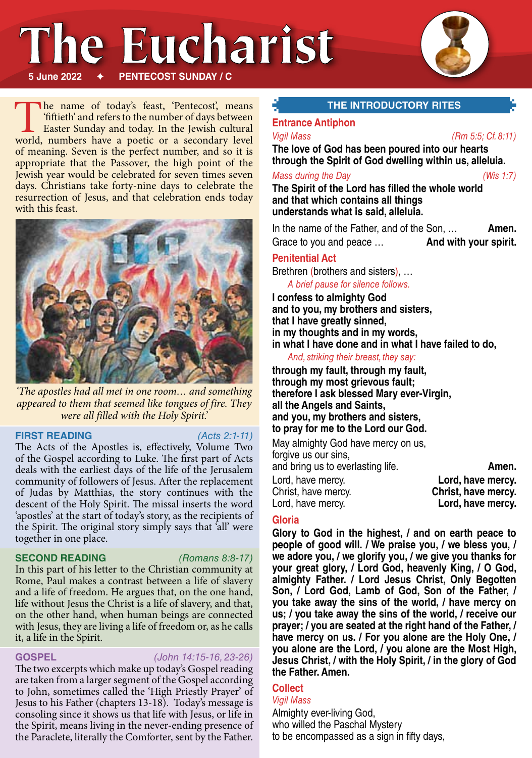# The Eucharist

**5 June 2022** ✦ **PENTECOST SUNDAY / C**

The name of today's feast, 'Pentecost', means 'fiftieth' and refers to the number of days between Easter Sunday and today. In the Jewish cultural world, numbers have a poetic or a secondary level of meaning. Seven is the perfect number, and so it is appropriate that the Passover, the high point of the Jewish year would be celebrated for seven times seven days. Christians take forty-nine days to celebrate the resurrection of Jesus, and that celebration ends today with this feast.

*'The apostles had all met in one room… and something appeared to them that seemed like tongues of fire. They were all filled with the Holy Spirit.'*

**FIRST READING** *(Acts 2:1-11)*
The Acts of the Apostles is, effectively, Volume Two of the Gospel according to Luke. The first part of Acts deals with the earliest days of the life of the Jerusalem community of followers of Jesus. After the replacement of Judas by Matthias, the story continues with the descent of the Holy Spirit. The missal inserts the word 'apostles' at the start of today's story, as the recipients of the Spirit. The original story simply says that 'all' were together in one place.

**SECOND READING** *(Romans 8:8-17)*
In this part of his letter to the Christian community at Rome, Paul makes a contrast between a life of slavery and a life of freedom. He argues that, on the one hand, life without Jesus the Christ is a life of slavery, and that, on the other hand, when human beings are connected with Jesus, they are living a life of freedom or, as he calls it, a life in the Spirit.

**GOSPEL** *(John 14:15-16, 23-26)*
The two excerpts which make up today's Gospel reading are taken from a larger segment of the Gospel according to John, sometimes called the 'High Priestly Prayer' of Jesus to his Father (chapters 13-18). Today's message is consoling since it shows us that life with Jesus, or life in the Spirit, means living in the never-ending presence of the Paraclete, literally the Comforter, sent by the Father.

## THE INTRODUCTORY RITES

### Entrance Antiphon

*Vigil Mass* *(Rm 5:5; Cf. 8:11)*

**The love of God has been poured into our hearts through the Spirit of God dwelling within us, alleluia.**

*Mass during the Day* *(Wis 1:7)*

**The Spirit of the Lord has filled the whole world and that which contains all things understands what is said, alleluia.**

In the name of the Father, and of the Son, … **Amen.**
Grace to you and peace … **And with your spirit.**

### Penitential Act

Brethren (brothers and sisters), …

*A brief pause for silence follows.*

**I confess to almighty God**
**and to you, my brothers and sisters,**
**that I have greatly sinned,**
**in my thoughts and in my words,**
**in what I have done and in what I have failed to do,**

*And, striking their breast, they say:*

**through my fault, through my fault,**
**through my most grievous fault;**
**therefore I ask blessed Mary ever-Virgin,**
**all the Angels and Saints,**
**and you, my brothers and sisters,**
**to pray for me to the Lord our God.**

May almighty God have mercy on us,
forgive us our sins,
and bring us to everlasting life. **Amen.**

Lord, have mercy. **Lord, have mercy.**
Christ, have mercy. **Christ, have mercy.**
Lord, have mercy. **Lord, have mercy.**

### Gloria

**Glory to God in the highest, / and on earth peace to people of good will. / We praise you, / we bless you, / we adore you, / we glorify you, / we give you thanks for your great glory, / Lord God, heavenly King, / O God, almighty Father. / Lord Jesus Christ, Only Begotten Son, / Lord God, Lamb of God, Son of the Father, / you take away the sins of the world, / have mercy on us; / you take away the sins of the world, / receive our prayer; / you are seated at the right hand of the Father, / have mercy on us. / For you alone are the Holy One, / you alone are the Lord, / you alone are the Most High, Jesus Christ, / with the Holy Spirit, / in the glory of God the Father. Amen.**

### Collect

*Vigil Mass*

Almighty ever-living God,
who willed the Paschal Mystery
to be encompassed as a sign in fifty days,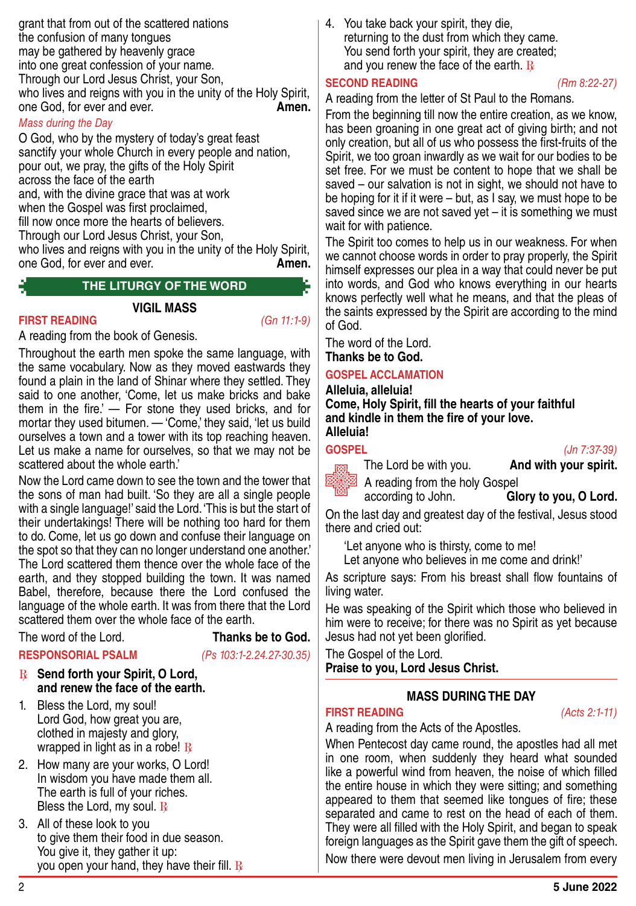grant that from out of the scattered nations
the confusion of many tongues
may be gathered by heavenly grace
into one great confession of your name.
Through our Lord Jesus Christ, your Son,
who lives and reigns with you in the unity of the Holy Spirit,
one God, for ever and ever. **Amen.**

*Mass during the Day*

O God, who by the mystery of today's great feast
sanctify your whole Church in every people and nation,
pour out, we pray, the gifts of the Holy Spirit
across the face of the earth
and, with the divine grace that was at work
when the Gospel was first proclaimed,
fill now once more the hearts of believers.
Through our Lord Jesus Christ, your Son,
who lives and reigns with you in the unity of the Holy Spirit,
one God, for ever and ever. **Amen.**

## THE LITURGY OF THE WORD

### VIGIL MASS

**FIRST READING** *(Gn 11:1-9)*

A reading from the book of Genesis.

Throughout the earth men spoke the same language, with the same vocabulary. Now as they moved eastwards they found a plain in the land of Shinar where they settled. They said to one another, 'Come, let us make bricks and bake them in the fire.' — For stone they used bricks, and for mortar they used bitumen. — 'Come,' they said, 'let us build ourselves a town and a tower with its top reaching heaven. Let us make a name for ourselves, so that we may not be scattered about the whole earth.'

Now the Lord came down to see the town and the tower that the sons of man had built. 'So they are all a single people with a single language!' said the Lord. 'This is but the start of their undertakings! There will be nothing too hard for them to do. Come, let us go down and confuse their language on the spot so that they can no longer understand one another.' The Lord scattered them thence over the whole face of the earth, and they stopped building the town. It was named Babel, therefore, because there the Lord confused the language of the whole earth. It was from there that the Lord scattered them over the whole face of the earth.

The word of the Lord. **Thanks be to God.**

**RESPONSORIAL PSALM** *(Ps 103:1-2.24.27-30.35)*

℟ **Send forth your Spirit, O Lord, and renew the face of the earth.**

1. Bless the Lord, my soul!
Lord God, how great you are,
clothed in majesty and glory,
wrapped in light as in a robe! ℟

2. How many are your works, O Lord!
In wisdom you have made them all.
The earth is full of your riches.
Bless the Lord, my soul. ℟

3. All of these look to you
to give them their food in due season.
You give it, they gather it up:
you open your hand, they have their fill. ℟

4. You take back your spirit, they die,
returning to the dust from which they came.
You send forth your spirit, they are created;
and you renew the face of the earth. ℟

**SECOND READING** *(Rm 8:22-27)*

A reading from the letter of St Paul to the Romans.

From the beginning till now the entire creation, as we know, has been groaning in one great act of giving birth; and not only creation, but all of us who possess the first-fruits of the Spirit, we too groan inwardly as we wait for our bodies to be set free. For we must be content to hope that we shall be saved – our salvation is not in sight, we should not have to be hoping for it if it were – but, as I say, we must hope to be saved since we are not saved yet – it is something we must wait for with patience.

The Spirit too comes to help us in our weakness. For when we cannot choose words in order to pray properly, the Spirit himself expresses our plea in a way that could never be put into words, and God who knows everything in our hearts knows perfectly well what he means, and that the pleas of the saints expressed by the Spirit are according to the mind of God.

The word of the Lord.
**Thanks be to God.**

**GOSPEL ACCLAMATION**

**Alleluia, alleluia!
Come, Holy Spirit, fill the hearts of your faithful
and kindle in them the fire of your love.
Alleluia!**

**GOSPEL** *(Jn 7:37-39)*

The Lord be with you. **And with your spirit.**
A reading from the holy Gospel according to John. **Glory to you, O Lord.**

On the last day and greatest day of the festival, Jesus stood there and cried out:

'Let anyone who is thirsty, come to me!
Let anyone who believes in me come and drink!'

As scripture says: From his breast shall flow fountains of living water.

He was speaking of the Spirit which those who believed in him were to receive; for there was no Spirit as yet because Jesus had not yet been glorified.

The Gospel of the Lord.
**Praise to you, Lord Jesus Christ.**

### MASS DURING THE DAY

**FIRST READING** *(Acts 2:1-11)*

A reading from the Acts of the Apostles.

When Pentecost day came round, the apostles had all met in one room, when suddenly they heard what sounded like a powerful wind from heaven, the noise of which filled the entire house in which they were sitting; and something appeared to them that seemed like tongues of fire; these separated and came to rest on the head of each of them. They were all filled with the Holy Spirit, and began to speak foreign languages as the Spirit gave them the gift of speech.

Now there were devout men living in Jerusalem from every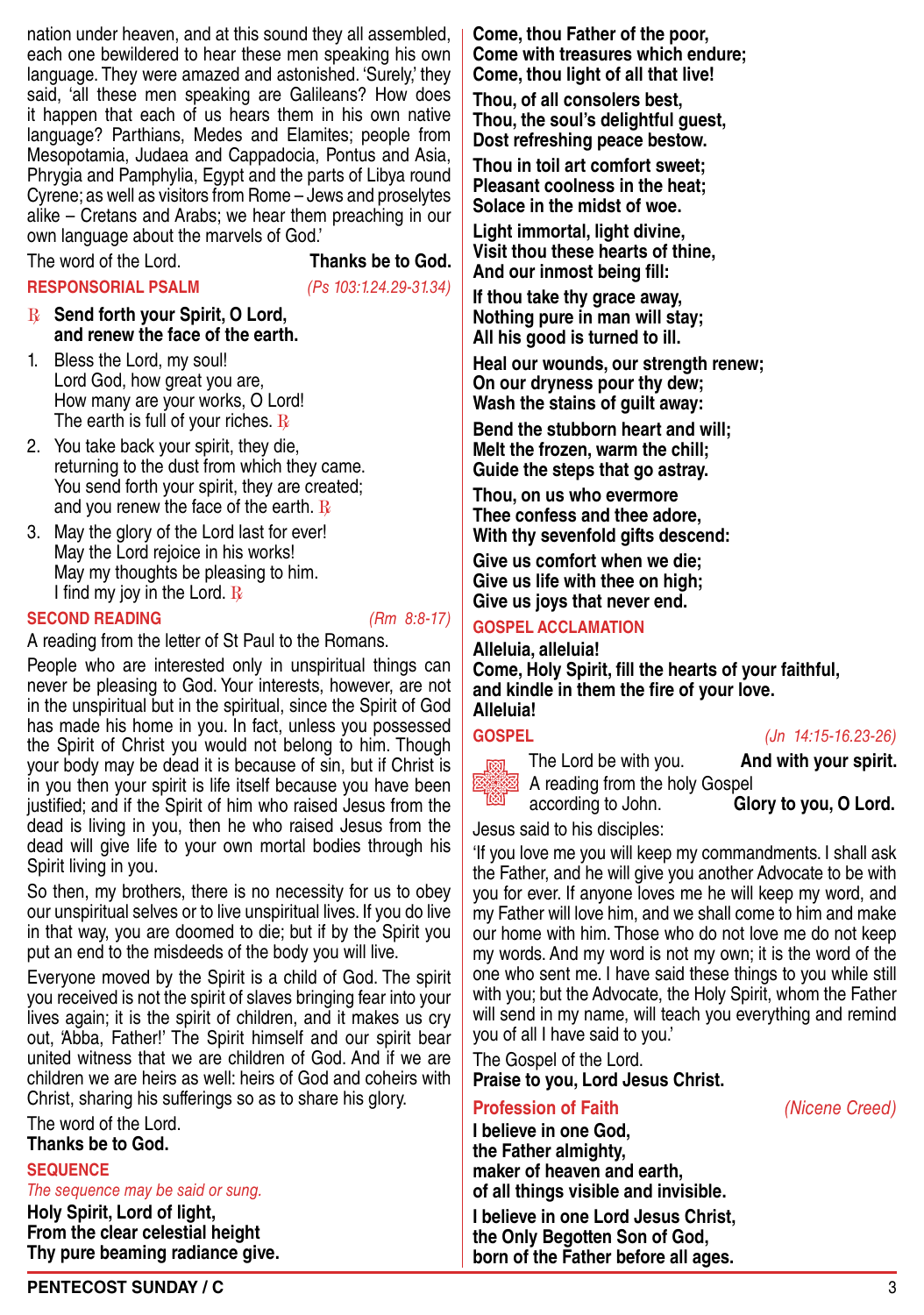nation under heaven, and at this sound they all assembled, each one bewildered to hear these men speaking his own language. They were amazed and astonished. 'Surely,' they said, 'all these men speaking are Galileans? How does it happen that each of us hears them in his own native language? Parthians, Medes and Elamites; people from Mesopotamia, Judaea and Cappadocia, Pontus and Asia, Phrygia and Pamphylia, Egypt and the parts of Libya round Cyrene; as well as visitors from Rome – Jews and proselytes alike – Cretans and Arabs; we hear them preaching in our own language about the marvels of God.'

The word of the Lord. **Thanks be to God.**

## RESPONSORIAL PSALM *(Ps 103:1.24.29-31.34)*

℟ **Send forth your Spirit, O Lord, and renew the face of the earth.**

1. Bless the Lord, my soul!
   Lord God, how great you are,
   How many are your works, O Lord!
   The earth is full of your riches. ℟

2. You take back your spirit, they die,
   returning to the dust from which they came.
   You send forth your spirit, they are created;
   and you renew the face of the earth. ℟

3. May the glory of the Lord last for ever!
   May the Lord rejoice in his works!
   May my thoughts be pleasing to him.
   I find my joy in the Lord. ℟

## SECOND READING *(Rm 8:8-17)*

A reading from the letter of St Paul to the Romans.

People who are interested only in unspiritual things can never be pleasing to God. Your interests, however, are not in the unspiritual but in the spiritual, since the Spirit of God has made his home in you. In fact, unless you possessed the Spirit of Christ you would not belong to him. Though your body may be dead it is because of sin, but if Christ is in you then your spirit is life itself because you have been justified; and if the Spirit of him who raised Jesus from the dead is living in you, then he who raised Jesus from the dead will give life to your own mortal bodies through his Spirit living in you.

So then, my brothers, there is no necessity for us to obey our unspiritual selves or to live unspiritual lives. If you do live in that way, you are doomed to die; but if by the Spirit you put an end to the misdeeds of the body you will live.

Everyone moved by the Spirit is a child of God. The spirit you received is not the spirit of slaves bringing fear into your lives again; it is the spirit of children, and it makes us cry out, 'Abba, Father!' The Spirit himself and our spirit bear united witness that we are children of God. And if we are children we are heirs as well: heirs of God and coheirs with Christ, sharing his sufferings so as to share his glory.

The word of the Lord.
**Thanks be to God.**

## SEQUENCE

*The sequence may be said or sung.*

**Holy Spirit, Lord of light,
From the clear celestial height
Thy pure beaming radiance give.**

**Come, thou Father of the poor,
Come with treasures which endure;
Come, thou light of all that live!**

**Thou, of all consolers best,
Thou, the soul's delightful guest,
Dost refreshing peace bestow.**

**Thou in toil art comfort sweet;
Pleasant coolness in the heat;
Solace in the midst of woe.**

**Light immortal, light divine,
Visit thou these hearts of thine,
And our inmost being fill:**

**If thou take thy grace away,
Nothing pure in man will stay;
All his good is turned to ill.**

**Heal our wounds, our strength renew;
On our dryness pour thy dew;
Wash the stains of guilt away:**

**Bend the stubborn heart and will;
Melt the frozen, warm the chill;
Guide the steps that go astray.**

**Thou, on us who evermore
Thee confess and thee adore,
With thy sevenfold gifts descend:**

**Give us comfort when we die;
Give us life with thee on high;
Give us joys that never end.**

## GOSPEL ACCLAMATION

**Alleluia, alleluia!
Come, Holy Spirit, fill the hearts of your faithful,
and kindle in them the fire of your love.
Alleluia!**

## GOSPEL *(Jn 14:15-16.23-26)*

The Lord be with you. **And with your spirit.**
A reading from the holy Gospel according to John. **Glory to you, O Lord.**

Jesus said to his disciples:

'If you love me you will keep my commandments. I shall ask the Father, and he will give you another Advocate to be with you for ever. If anyone loves me he will keep my word, and my Father will love him, and we shall come to him and make our home with him. Those who do not love me do not keep my words. And my word is not my own; it is the word of the one who sent me. I have said these things to you while still with you; but the Advocate, the Holy Spirit, whom the Father will send in my name, will teach you everything and remind you of all I have said to you.'

The Gospel of the Lord.
**Praise to you, Lord Jesus Christ.**

## Profession of Faith *(Nicene Creed)*

**I believe in one God,
the Father almighty,
maker of heaven and earth,
of all things visible and invisible.**

**I believe in one Lord Jesus Christ,
the Only Begotten Son of God,
born of the Father before all ages.**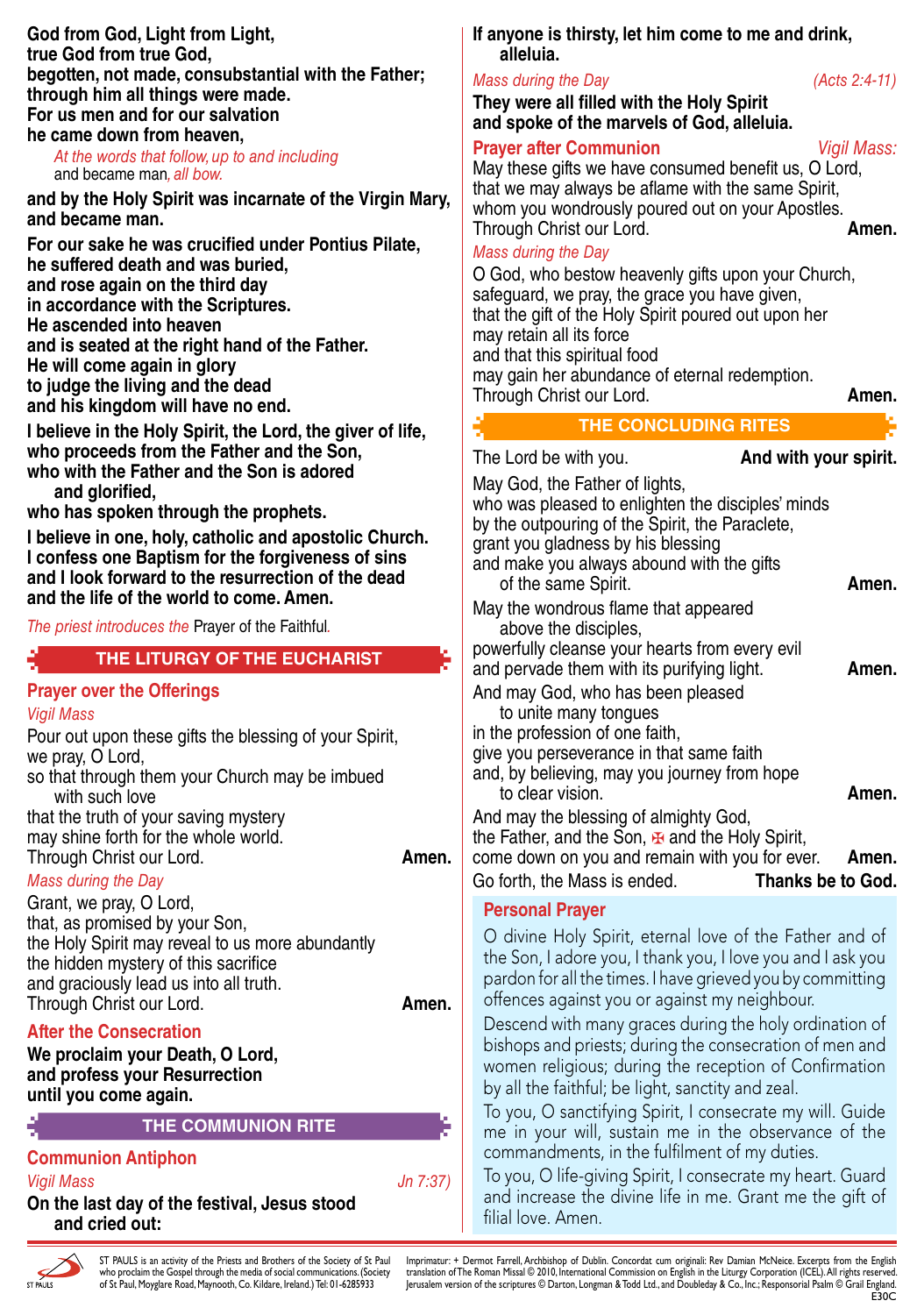**God from God, Light from Light,**
**true God from true God,**
**begotten, not made, consubstantial with the Father;**
**through him all things were made.**
**For us men and for our salvation**
**he came down from heaven,**

*At the words that follow, up to and including* and became man*, all bow.*

**and by the Holy Spirit was incarnate of the Virgin Mary,**
**and became man.**

**For our sake he was crucified under Pontius Pilate,**
**he suffered death and was buried,**
**and rose again on the third day**
**in accordance with the Scriptures.**
**He ascended into heaven**
**and is seated at the right hand of the Father.**
**He will come again in glory**
**to judge the living and the dead**
**and his kingdom will have no end.**

**I believe in the Holy Spirit, the Lord, the giver of life,**
**who proceeds from the Father and the Son,**
**who with the Father and the Son is adored**
**and glorified,**
**who has spoken through the prophets.**

**I believe in one, holy, catholic and apostolic Church.**
**I confess one Baptism for the forgiveness of sins**
**and I look forward to the resurrection of the dead**
**and the life of the world to come. Amen.**

*The priest introduces the* Prayer of the Faithful*.*

## THE LITURGY OF THE EUCHARIST

### Prayer over the Offerings

*Vigil Mass*

Pour out upon these gifts the blessing of your Spirit,
we pray, O Lord,
so that through them your Church may be imbued
with such love
that the truth of your saving mystery
may shine forth for the whole world.
Through Christ our Lord. **Amen.**

*Mass during the Day*

Grant, we pray, O Lord,
that, as promised by your Son,
the Holy Spirit may reveal to us more abundantly
the hidden mystery of this sacrifice
and graciously lead us into all truth.
Through Christ our Lord. **Amen.**

### After the Consecration

**We proclaim your Death, O Lord,**
**and profess your Resurrection**
**until you come again.**

## THE COMMUNION RITE

### Communion Antiphon

*Vigil Mass* *(Jn 7:37)*

**On the last day of the festival, Jesus stood**
**and cried out:**
**If anyone is thirsty, let him come to me and drink,**
**alleluia.**

*Mass during the Day* *(Acts 2:4-11)*

**They were all filled with the Holy Spirit**
**and spoke of the marvels of God, alleluia.**

### Prayer after Communion

*Vigil Mass:*

May these gifts we have consumed benefit us, O Lord,
that we may always be aflame with the same Spirit,
whom you wondrously poured out on your Apostles.
Through Christ our Lord. **Amen.**

*Mass during the Day*

O God, who bestow heavenly gifts upon your Church,
safeguard, we pray, the grace you have given,
that the gift of the Holy Spirit poured out upon her
may retain all its force
and that this spiritual food
may gain her abundance of eternal redemption.
Through Christ our Lord. **Amen.**

## THE CONCLUDING RITES

The Lord be with you. **And with your spirit.**

May God, the Father of lights,
who was pleased to enlighten the disciples' minds
by the outpouring of the Spirit, the Paraclete,
grant you gladness by his blessing
and make you always abound with the gifts
of the same Spirit. **Amen.**

May the wondrous flame that appeared
above the disciples,
powerfully cleanse your hearts from every evil
and pervade them with its purifying light. **Amen.**

And may God, who has been pleased
to unite many tongues
in the profession of one faith,
give you perseverance in that same faith
and, by believing, may you journey from hope
to clear vision. **Amen.**

And may the blessing of almighty God,
the Father, and the Son, ✠ and the Holy Spirit,
come down on you and remain with you for ever. **Amen.**

Go forth, the Mass is ended. **Thanks be to God.**

### Personal Prayer

O divine Holy Spirit, eternal love of the Father and of the Son, I adore you, I thank you, I love you and I ask you pardon for all the times. I have grieved you by committing offences against you or against my neighbour.

Descend with many graces during the holy ordination of bishops and priests; during the consecration of men and women religious; during the reception of Confirmation by all the faithful; be light, sanctity and zeal.

To you, O sanctifying Spirit, I consecrate my will. Guide me in your will, sustain me in the observance of the commandments, in the fulfilment of my duties.

To you, O life-giving Spirit, I consecrate my heart. Guard and increase the divine life in me. Grant me the gift of filial love. Amen.

---

ST PAULS is an activity of the Priests and Brothers of the Society of St Paul who proclaim the Gospel through the media of social communications. (Society of St Paul, Moyglare Road, Maynooth, Co. Kildare, Ireland.) Tel: 01-6285933

Imprimatur: + Dermot Farrell, Archbishop of Dublin. Concordat cum originali: Rev Damian McNeice. Excerpts from the English translation of The Roman Missal © 2010, International Commission on English in the Liturgy Corporation (ICEL). All rights reserved. Jerusalem version of the scriptures © Darton, Longman & Todd Ltd., and Doubleday & Co., Inc.; Responsorial Psalm © Grail England.

E30C